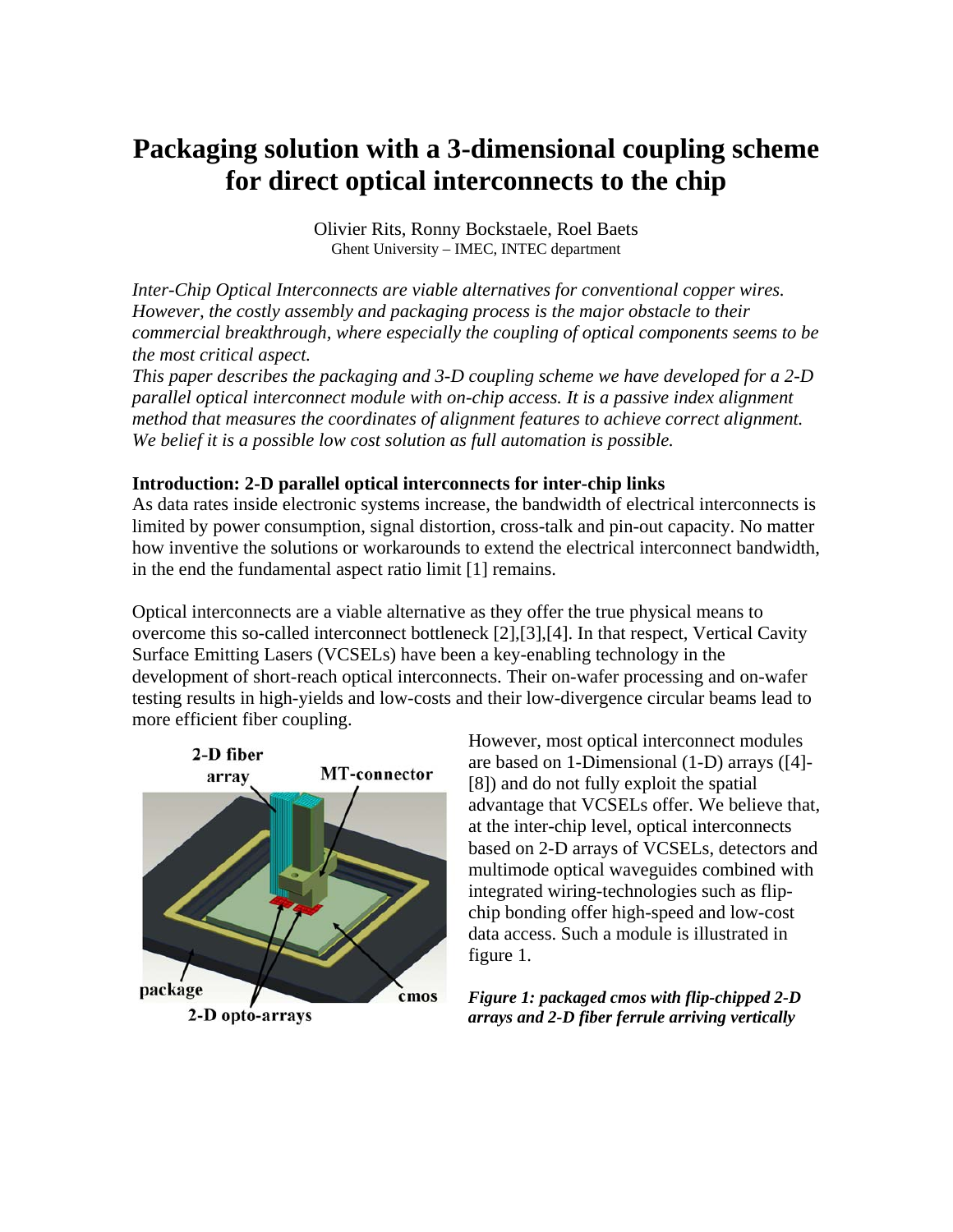# Packaging solution with a 3-dimensional coupling scheme for direct optical interconnects to the chip

Olivier Rits, Ronny Bockstaele, Roel Baets
Ghent University – IMEC, INTEC department

*Inter-Chip Optical Interconnects are viable alternatives for conventional copper wires. However, the costly assembly and packaging process is the major obstacle to their commercial breakthrough, where especially the coupling of optical components seems to be the most critical aspect.*
*This paper describes the packaging and 3-D coupling scheme we have developed for a 2-D parallel optical interconnect module with on-chip access. It is a passive index alignment method that measures the coordinates of alignment features to achieve correct alignment. We belief it is a possible low cost solution as full automation is possible.*

**Introduction: 2-D parallel optical interconnects for inter-chip links**

As data rates inside electronic systems increase, the bandwidth of electrical interconnects is limited by power consumption, signal distortion, cross-talk and pin-out capacity. No matter how inventive the solutions or workarounds to extend the electrical interconnect bandwidth, in the end the fundamental aspect ratio limit [1] remains.

Optical interconnects are a viable alternative as they offer the true physical means to overcome this so-called interconnect bottleneck [2],[3],[4]. In that respect, Vertical Cavity Surface Emitting Lasers (VCSELs) have been a key-enabling technology in the development of short-reach optical interconnects. Their on-wafer processing and on-wafer testing results in high-yields and low-costs and their low-divergence circular beams lead to more efficient fiber coupling.

However, most optical interconnect modules are based on 1-Dimensional (1-D) arrays ([4]-[8]) and do not fully exploit the spatial advantage that VCSELs offer. We believe that, at the inter-chip level, optical interconnects based on 2-D arrays of VCSELs, detectors and multimode optical waveguides combined with integrated wiring-technologies such as flip-chip bonding offer high-speed and low-cost data access. Such a module is illustrated in figure 1.

*Figure 1: packaged cmos with flip-chipped 2-D arrays and 2-D fiber ferrule arriving vertically*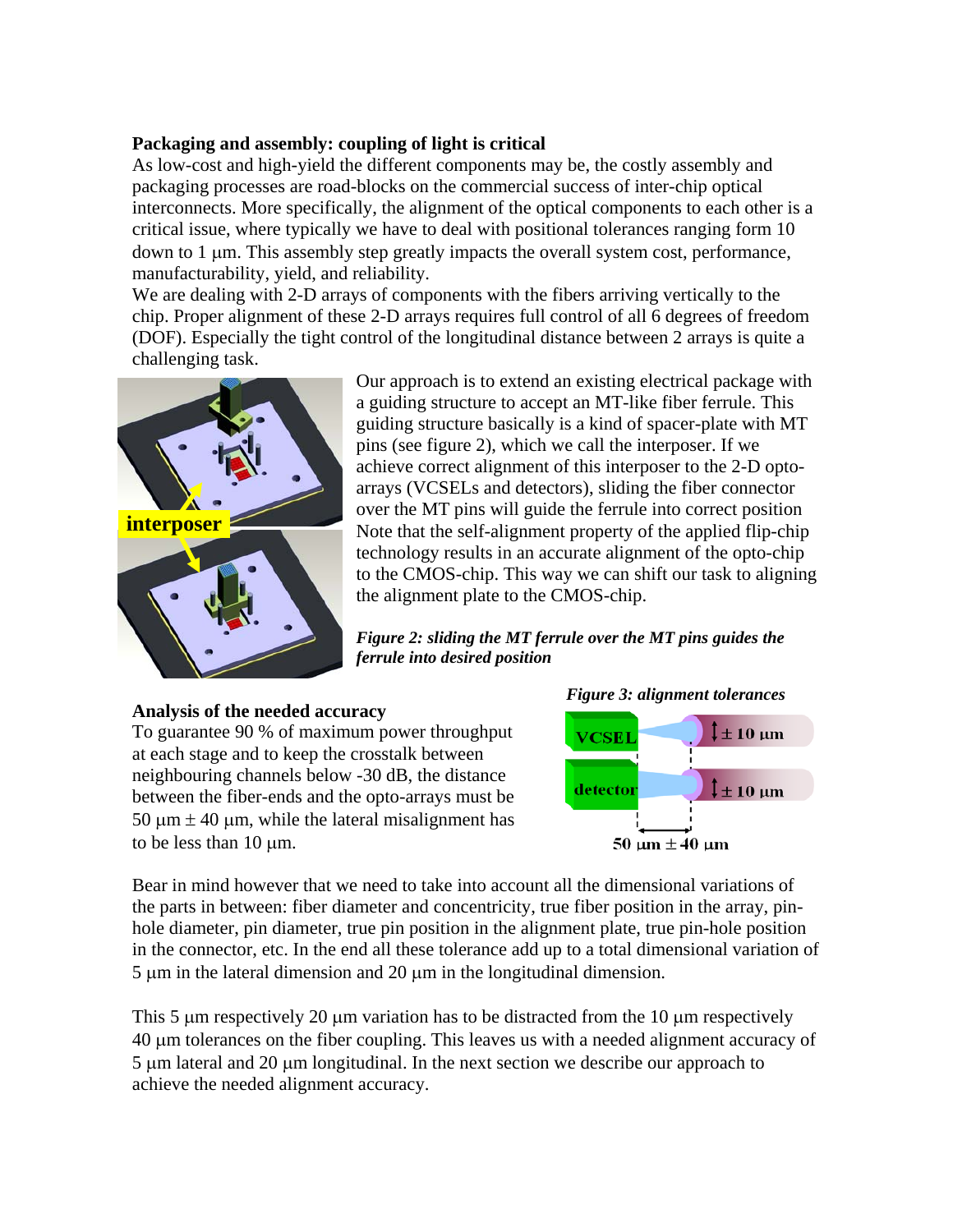**Packaging and assembly: coupling of light is critical**

As low-cost and high-yield the different components may be, the costly assembly and packaging processes are road-blocks on the commercial success of inter-chip optical interconnects. More specifically, the alignment of the optical components to each other is a critical issue, where typically we have to deal with positional tolerances ranging form 10 down to 1 µm. This assembly step greatly impacts the overall system cost, performance, manufacturability, yield, and reliability.

We are dealing with 2-D arrays of components with the fibers arriving vertically to the chip. Proper alignment of these 2-D arrays requires full control of all 6 degrees of freedom (DOF). Especially the tight control of the longitudinal distance between 2 arrays is quite a challenging task.

Our approach is to extend an existing electrical package with a guiding structure to accept an MT-like fiber ferrule. This guiding structure basically is a kind of spacer-plate with MT pins (see figure 2), which we call the interposer. If we achieve correct alignment of this interposer to the 2-D opto-arrays (VCSELs and detectors), sliding the fiber connector over the MT pins will guide the ferrule into correct position Note that the self-alignment property of the applied flip-chip technology results in an accurate alignment of the opto-chip to the CMOS-chip. This way we can shift our task to aligning the alignment plate to the CMOS-chip.

*Figure 2: sliding the MT ferrule over the MT pins guides the ferrule into desired position*

**Analysis of the needed accuracy**

To guarantee 90 % of maximum power throughput at each stage and to keep the crosstalk between neighbouring channels below -30 dB, the distance between the fiber-ends and the opto-arrays must be 50 µm ± 40 µm, while the lateral misalignment has to be less than 10 µm.

*Figure 3: alignment tolerances*

Bear in mind however that we need to take into account all the dimensional variations of the parts in between: fiber diameter and concentricity, true fiber position in the array, pin-hole diameter, pin diameter, true pin position in the alignment plate, true pin-hole position in the connector, etc. In the end all these tolerance add up to a total dimensional variation of 5 µm in the lateral dimension and 20 µm in the longitudinal dimension.

This 5 µm respectively 20 µm variation has to be distracted from the 10 µm respectively 40 µm tolerances on the fiber coupling. This leaves us with a needed alignment accuracy of 5 µm lateral and 20 µm longitudinal. In the next section we describe our approach to achieve the needed alignment accuracy.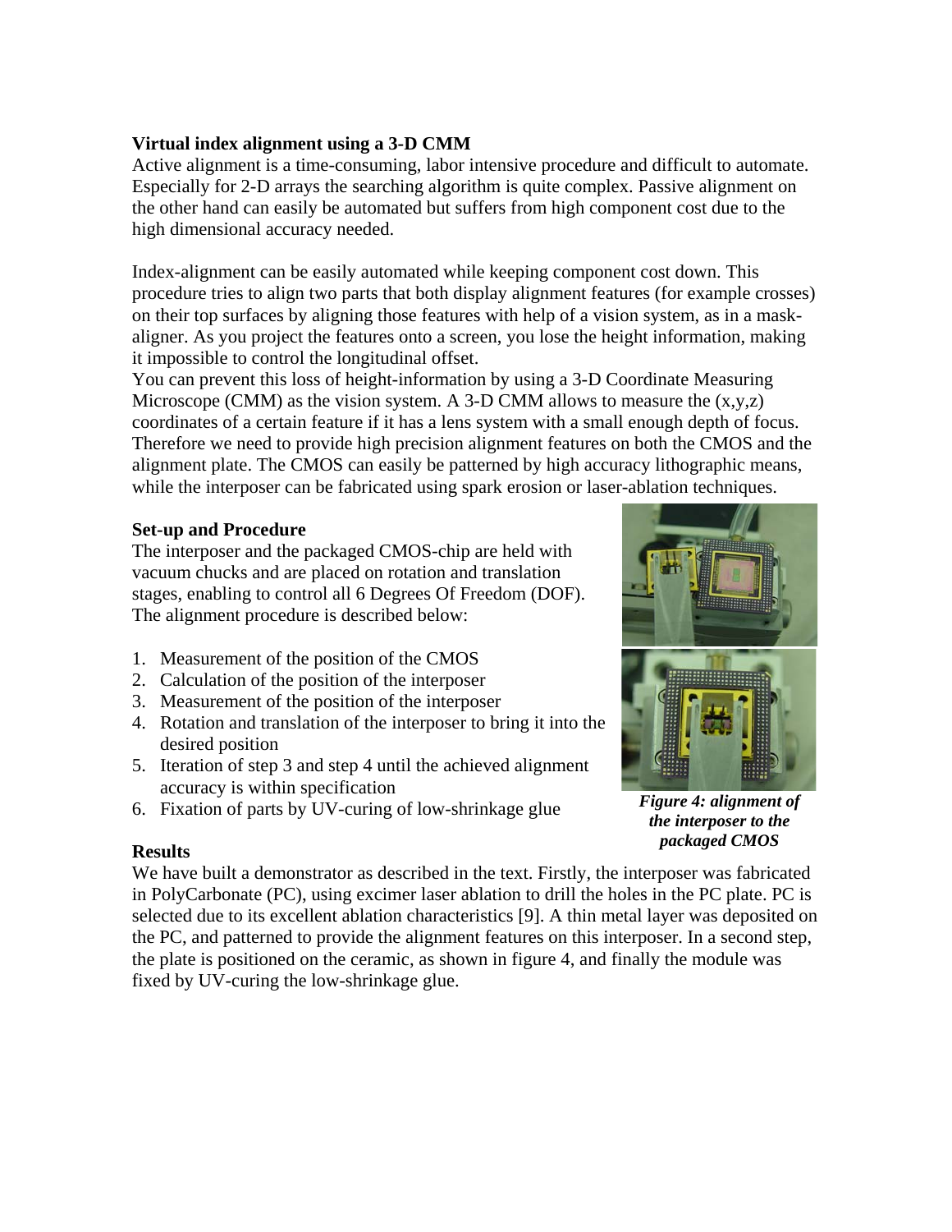**Virtual index alignment using a 3-D CMM**

Active alignment is a time-consuming, labor intensive procedure and difficult to automate. Especially for 2-D arrays the searching algorithm is quite complex. Passive alignment on the other hand can easily be automated but suffers from high component cost due to the high dimensional accuracy needed.

Index-alignment can be easily automated while keeping component cost down. This procedure tries to align two parts that both display alignment features (for example crosses) on their top surfaces by aligning those features with help of a vision system, as in a mask-aligner. As you project the features onto a screen, you lose the height information, making it impossible to control the longitudinal offset.

You can prevent this loss of height-information by using a 3-D Coordinate Measuring Microscope (CMM) as the vision system. A 3-D CMM allows to measure the (x,y,z) coordinates of a certain feature if it has a lens system with a small enough depth of focus. Therefore we need to provide high precision alignment features on both the CMOS and the alignment plate. The CMOS can easily be patterned by high accuracy lithographic means, while the interposer can be fabricated using spark erosion or laser-ablation techniques.

**Set-up and Procedure**

The interposer and the packaged CMOS-chip are held with vacuum chucks and are placed on rotation and translation stages, enabling to control all 6 Degrees Of Freedom (DOF). The alignment procedure is described below:

1. Measurement of the position of the CMOS
2. Calculation of the position of the interposer
3. Measurement of the position of the interposer
4. Rotation and translation of the interposer to bring it into the desired position
5. Iteration of step 3 and step 4 until the achieved alignment accuracy is within specification
6. Fixation of parts by UV-curing of low-shrinkage glue

***Figure 4: alignment of the interposer to the packaged CMOS***

**Results**

We have built a demonstrator as described in the text. Firstly, the interposer was fabricated in PolyCarbonate (PC), using excimer laser ablation to drill the holes in the PC plate. PC is selected due to its excellent ablation characteristics [9]. A thin metal layer was deposited on the PC, and patterned to provide the alignment features on this interposer. In a second step, the plate is positioned on the ceramic, as shown in figure 4, and finally the module was fixed by UV-curing the low-shrinkage glue.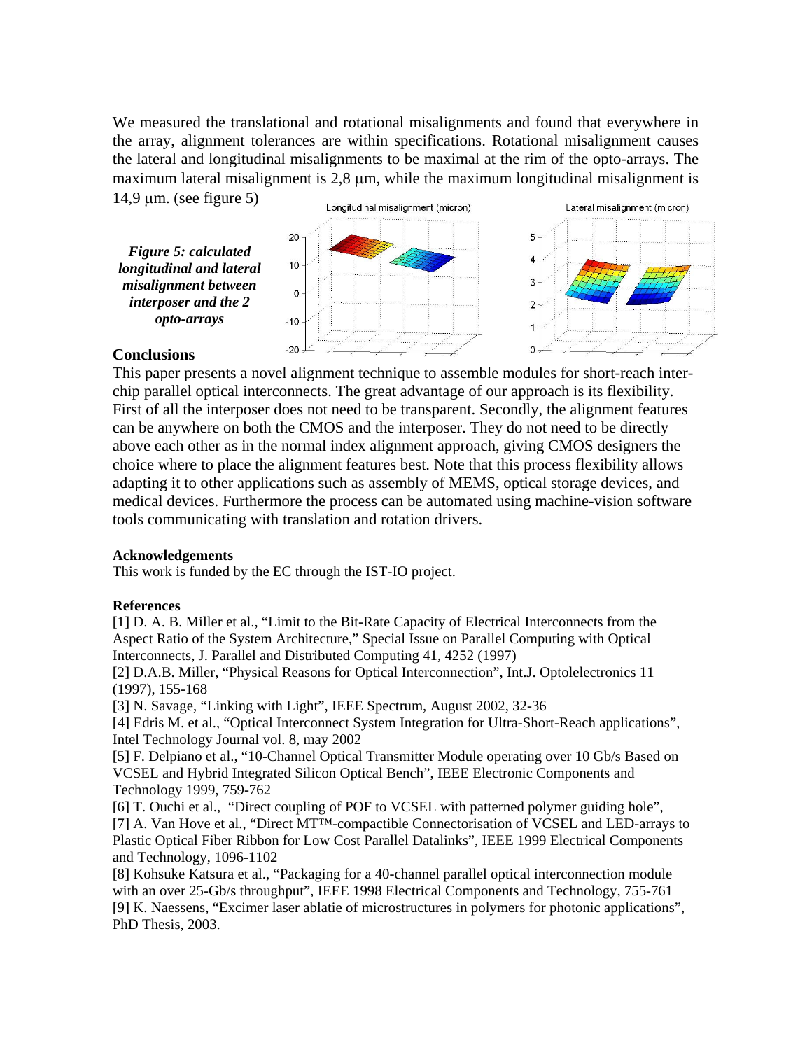We measured the translational and rotational misalignments and found that everywhere in the array, alignment tolerances are within specifications. Rotational misalignment causes the lateral and longitudinal misalignments to be maximal at the rim of the opto-arrays. The maximum lateral misalignment is 2,8 μm, while the maximum longitudinal misalignment is 14,9 μm. (see figure 5)

Longitudinal misalignment (micron)

20
10
0
-10
-20

Lateral misalignment (micron)

5
4
3
2
1
0

***Figure 5: calculated longitudinal and lateral misalignment between interposer and the 2 opto-arrays***

## Conclusions

This paper presents a novel alignment technique to assemble modules for short-reach inter-chip parallel optical interconnects. The great advantage of our approach is its flexibility. First of all the interposer does not need to be transparent. Secondly, the alignment features can be anywhere on both the CMOS and the interposer. They do not need to be directly above each other as in the normal index alignment approach, giving CMOS designers the choice where to place the alignment features best. Note that this process flexibility allows adapting it to other applications such as assembly of MEMS, optical storage devices, and medical devices. Furthermore the process can be automated using machine-vision software tools communicating with translation and rotation drivers.

### Acknowledgements

This work is funded by the EC through the IST-IO project.

### References

[1] D. A. B. Miller et al., “Limit to the Bit-Rate Capacity of Electrical Interconnects from the Aspect Ratio of the System Architecture,” Special Issue on Parallel Computing with Optical Interconnects, J. Parallel and Distributed Computing 41, 4252 (1997)

[2] D.A.B. Miller, “Physical Reasons for Optical Interconnection”, Int.J. Optolelectronics 11 (1997), 155-168

[3] N. Savage, “Linking with Light”, IEEE Spectrum, August 2002, 32-36

[4] Edris M. et al., “Optical Interconnect System Integration for Ultra-Short-Reach applications”, Intel Technology Journal vol. 8, may 2002

[5] F. Delpiano et al., “10-Channel Optical Transmitter Module operating over 10 Gb/s Based on VCSEL and Hybrid Integrated Silicon Optical Bench”, IEEE Electronic Components and Technology 1999, 759-762

[6] T. Ouchi et al., “Direct coupling of POF to VCSEL with patterned polymer guiding hole”,

[7] A. Van Hove et al., “Direct MT™-compactible Connectorisation of VCSEL and LED-arrays to Plastic Optical Fiber Ribbon for Low Cost Parallel Datalinks”, IEEE 1999 Electrical Components and Technology, 1096-1102

[8] Kohsuke Katsura et al., “Packaging for a 40-channel parallel optical interconnection module with an over 25-Gb/s throughput”, IEEE 1998 Electrical Components and Technology, 755-761

[9] K. Naessens, “Excimer laser ablatie of microstructures in polymers for photonic applications”, PhD Thesis, 2003.